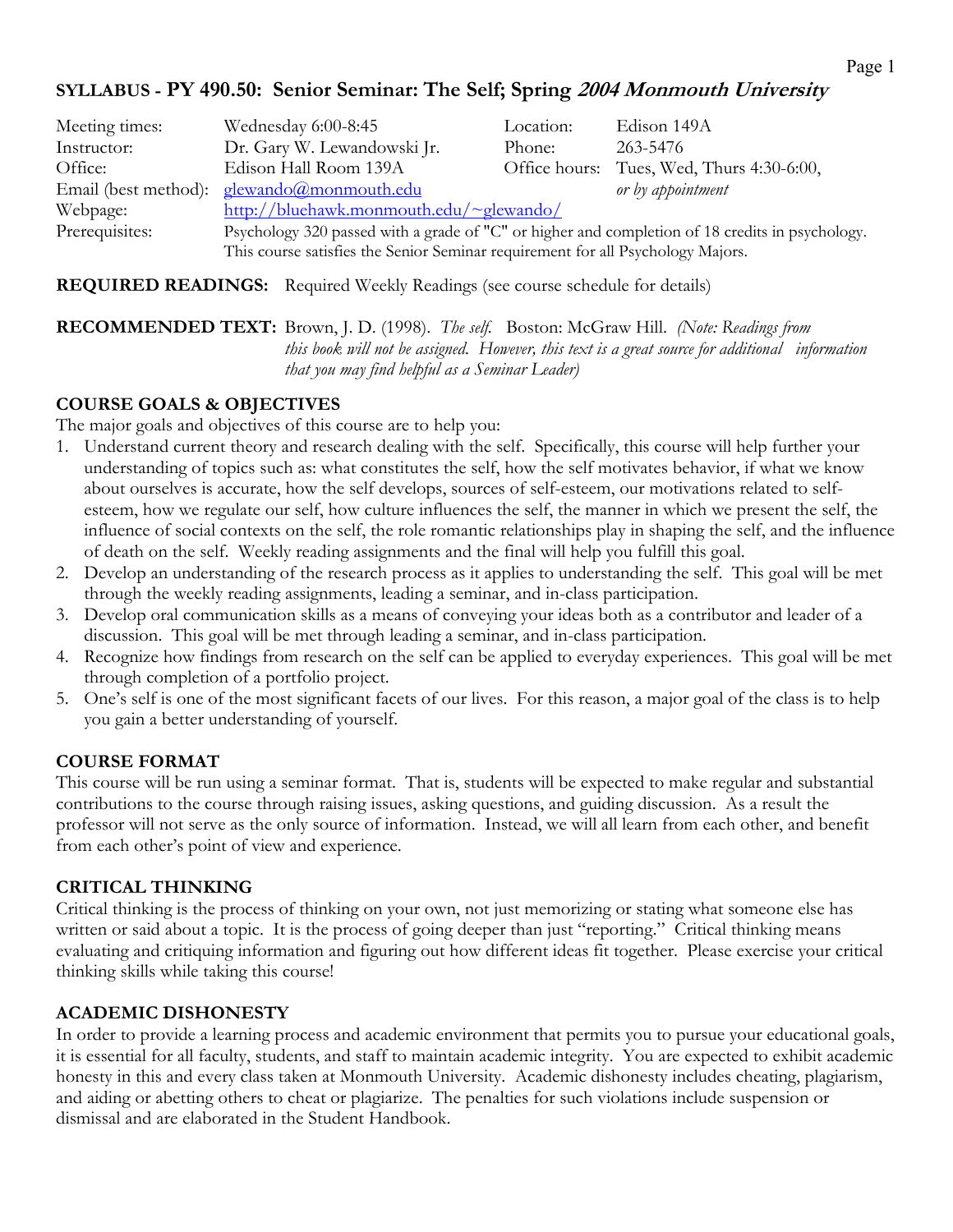# SYLLABUS - PY 490.50: Senior Seminar: The Self; Spring *2004 Monmouth University*

| | | | |
|---|---|---|---|
| Meeting times: | Wednesday 6:00-8:45 | Location: | Edison 149A |
| Instructor: | Dr. Gary W. Lewandowski Jr. | Phone: | 263-5476 |
| Office: | Edison Hall Room 139A | Office hours: | Tues, Wed, Thurs 4:30-6:00, |
| Email (best method): | glewando@monmouth.edu | | *or by appointment* |
| Webpage: | http://bluehawk.monmouth.edu/~glewando/ | | |
| Prerequisites: | Psychology 320 passed with a grade of "C" or higher and completion of 18 credits in psychology. This course satisfies the Senior Seminar requirement for all Psychology Majors. | | |

**REQUIRED READINGS:** Required Weekly Readings (see course schedule for details)

**RECOMMENDED TEXT:** Brown, J. D. (1998). *The self.* Boston: McGraw Hill. *(Note: Readings from this book will not be assigned. However, this text is a great source for additional information that you may find helpful as a Seminar Leader)*

## COURSE GOALS & OBJECTIVES

The major goals and objectives of this course are to help you:

1. Understand current theory and research dealing with the self. Specifically, this course will help further your understanding of topics such as: what constitutes the self, how the self motivates behavior, if what we know about ourselves is accurate, how the self develops, sources of self-esteem, our motivations related to self-esteem, how we regulate our self, how culture influences the self, the manner in which we present the self, the influence of social contexts on the self, the role romantic relationships play in shaping the self, and the influence of death on the self. Weekly reading assignments and the final will help you fulfill this goal.
2. Develop an understanding of the research process as it applies to understanding the self. This goal will be met through the weekly reading assignments, leading a seminar, and in-class participation.
3. Develop oral communication skills as a means of conveying your ideas both as a contributor and leader of a discussion. This goal will be met through leading a seminar, and in-class participation.
4. Recognize how findings from research on the self can be applied to everyday experiences. This goal will be met through completion of a portfolio project.
5. One's self is one of the most significant facets of our lives. For this reason, a major goal of the class is to help you gain a better understanding of yourself.

## COURSE FORMAT

This course will be run using a seminar format. That is, students will be expected to make regular and substantial contributions to the course through raising issues, asking questions, and guiding discussion. As a result the professor will not serve as the only source of information. Instead, we will all learn from each other, and benefit from each other's point of view and experience.

## CRITICAL THINKING

Critical thinking is the process of thinking on your own, not just memorizing or stating what someone else has written or said about a topic. It is the process of going deeper than just "reporting." Critical thinking means evaluating and critiquing information and figuring out how different ideas fit together. Please exercise your critical thinking skills while taking this course!

## ACADEMIC DISHONESTY

In order to provide a learning process and academic environment that permits you to pursue your educational goals, it is essential for all faculty, students, and staff to maintain academic integrity. You are expected to exhibit academic honesty in this and every class taken at Monmouth University. Academic dishonesty includes cheating, plagiarism, and aiding or abetting others to cheat or plagiarize. The penalties for such violations include suspension or dismissal and are elaborated in the Student Handbook.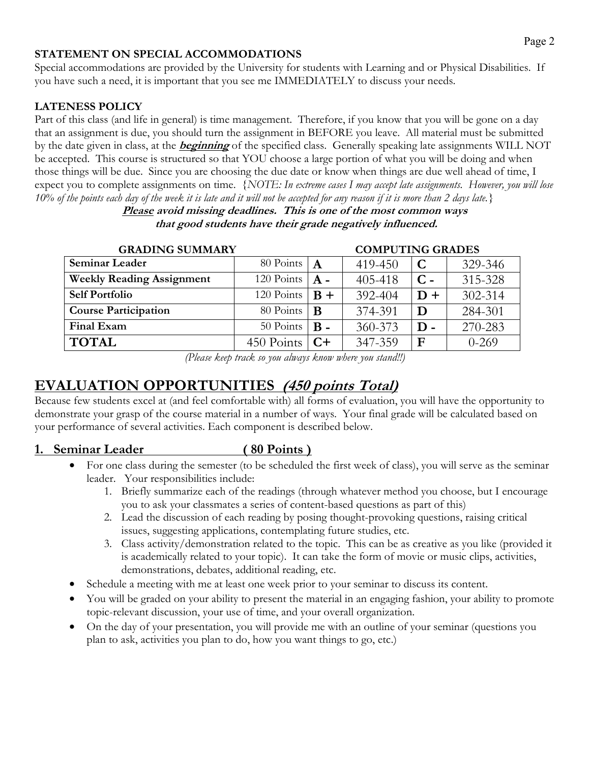**STATEMENT ON SPECIAL ACCOMMODATIONS**

Special accommodations are provided by the University for students with Learning and or Physical Disabilities. If you have such a need, it is important that you see me IMMEDIATELY to discuss your needs.

**LATENESS POLICY**

Part of this class (and life in general) is time management. Therefore, if you know that you will be gone on a day that an assignment is due, you should turn the assignment in BEFORE you leave. All material must be submitted by the date given in class, at the ***beginning*** of the specified class. Generally speaking late assignments WILL NOT be accepted. This course is structured so that YOU choose a large portion of what you will be doing and when those things will be due. Since you are choosing the due date or know when things are due well ahead of time, I expect you to complete assignments on time. {*NOTE: In extreme cases I may accept late assignments. However, you will lose 10% of the points each day of the week it is late and it will not be accepted for any reason if it is more than 2 days late.*}

**Please avoid missing deadlines. This is one of the most common ways that good students have their grade negatively influenced.**

| GRADING SUMMARY | | COMPUTING GRADES | | | |
|---|---|---|---|---|---|
| **Seminar Leader** | 80 Points | **A** | 419-450 | **C** | 329-346 |
| **Weekly Reading Assignment** | 120 Points | **A -** | 405-418 | **C -** | 315-328 |
| **Self Portfolio** | 120 Points | **B +** | 392-404 | **D +** | 302-314 |
| **Course Participation** | 80 Points | **B** | 374-391 | **D** | 284-301 |
| **Final Exam** | 50 Points | **B -** | 360-373 | **D -** | 270-283 |
| **TOTAL** | 450 Points | **C+** | 347-359 | **F** | 0-269 |

*(Please keep track so you always know where you stand!!)*

# EVALUATION OPPORTUNITIES *(450 points Total)*

Because few students excel at (and feel comfortable with) all forms of evaluation, you will have the opportunity to demonstrate your grasp of the course material in a number of ways. Your final grade will be calculated based on your performance of several activities. Each component is described below.

## 1. Seminar Leader ( 80 Points )

- For one class during the semester (to be scheduled the first week of class), you will serve as the seminar leader. Your responsibilities include:
    1. Briefly summarize each of the readings (through whatever method you choose, but I encourage you to ask your classmates a series of content-based questions as part of this)
    2. Lead the discussion of each reading by posing thought-provoking questions, raising critical issues, suggesting applications, contemplating future studies, etc.
    3. Class activity/demonstration related to the topic. This can be as creative as you like (provided it is academically related to your topic). It can take the form of movie or music clips, activities, demonstrations, debates, additional reading, etc.
- Schedule a meeting with me at least one week prior to your seminar to discuss its content.
- You will be graded on your ability to present the material in an engaging fashion, your ability to promote topic-relevant discussion, your use of time, and your overall organization.
- On the day of your presentation, you will provide me with an outline of your seminar (questions you plan to ask, activities you plan to do, how you want things to go, etc.)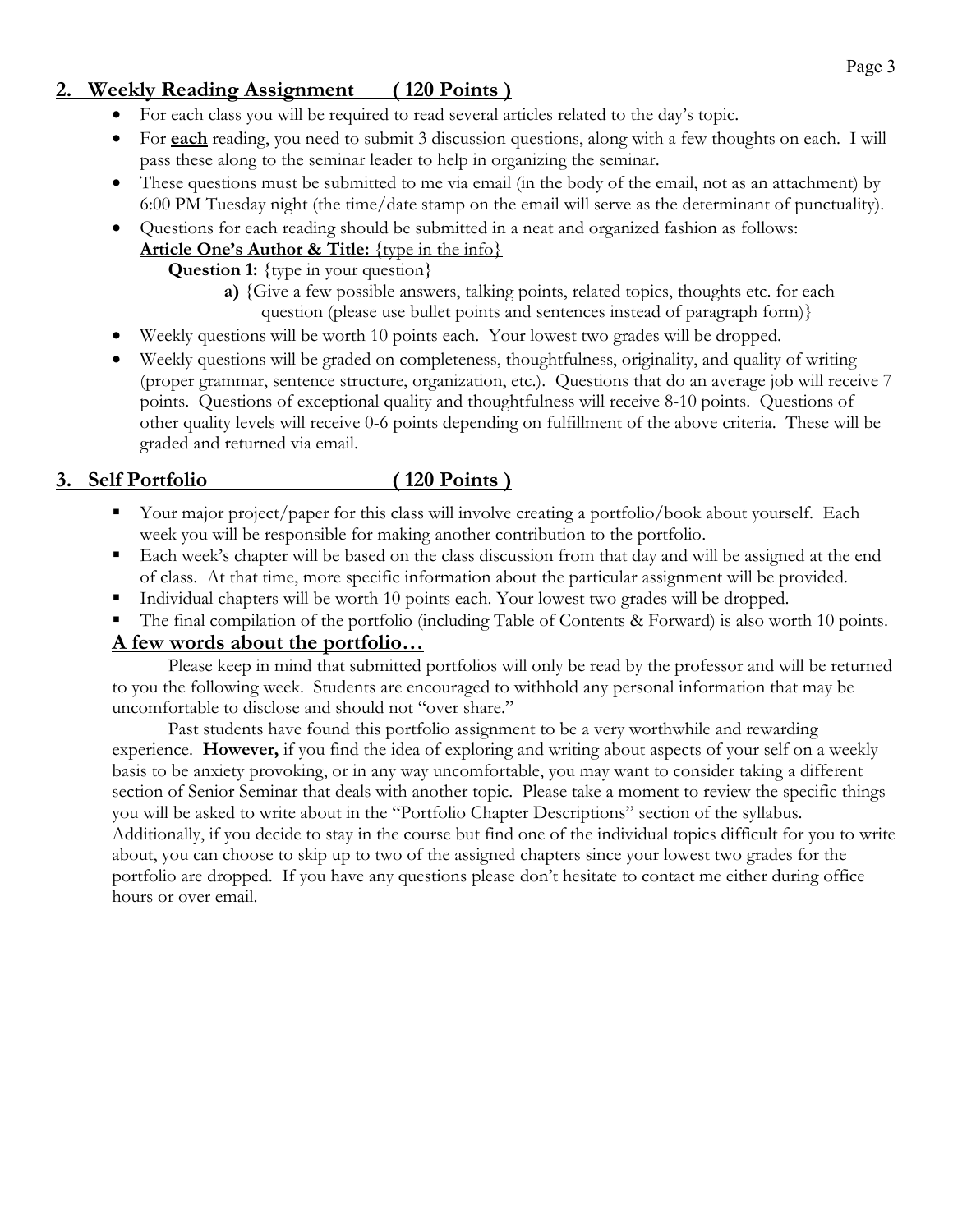## 2. Weekly Reading Assignment ( 120 Points )

- For each class you will be required to read several articles related to the day's topic.
- For **each** reading, you need to submit 3 discussion questions, along with a few thoughts on each. I will pass these along to the seminar leader to help in organizing the seminar.
- These questions must be submitted to me via email (in the body of the email, not as an attachment) by 6:00 PM Tuesday night (the time/date stamp on the email will serve as the determinant of punctuality).
- Questions for each reading should be submitted in a neat and organized fashion as follows:
  **Article One's Author & Title:** {type in the info}
  - **Question 1:** {type in your question}
    - **a)** {Give a few possible answers, talking points, related topics, thoughts etc. for each question (please use bullet points and sentences instead of paragraph form)}
- Weekly questions will be worth 10 points each. Your lowest two grades will be dropped.
- Weekly questions will be graded on completeness, thoughtfulness, originality, and quality of writing (proper grammar, sentence structure, organization, etc.). Questions that do an average job will receive 7 points. Questions of exceptional quality and thoughtfulness will receive 8-10 points. Questions of other quality levels will receive 0-6 points depending on fulfillment of the above criteria. These will be graded and returned via email.

## 3. Self Portfolio ( 120 Points )

- Your major project/paper for this class will involve creating a portfolio/book about yourself. Each week you will be responsible for making another contribution to the portfolio.
- Each week's chapter will be based on the class discussion from that day and will be assigned at the end of class. At that time, more specific information about the particular assignment will be provided.
- Individual chapters will be worth 10 points each. Your lowest two grades will be dropped.
- The final compilation of the portfolio (including Table of Contents & Forward) is also worth 10 points.

### A few words about the portfolio…

Please keep in mind that submitted portfolios will only be read by the professor and will be returned to you the following week. Students are encouraged to withhold any personal information that may be uncomfortable to disclose and should not "over share."

Past students have found this portfolio assignment to be a very worthwhile and rewarding experience. **However,** if you find the idea of exploring and writing about aspects of your self on a weekly basis to be anxiety provoking, or in any way uncomfortable, you may want to consider taking a different section of Senior Seminar that deals with another topic. Please take a moment to review the specific things you will be asked to write about in the "Portfolio Chapter Descriptions" section of the syllabus. Additionally, if you decide to stay in the course but find one of the individual topics difficult for you to write about, you can choose to skip up to two of the assigned chapters since your lowest two grades for the portfolio are dropped. If you have any questions please don't hesitate to contact me either during office hours or over email.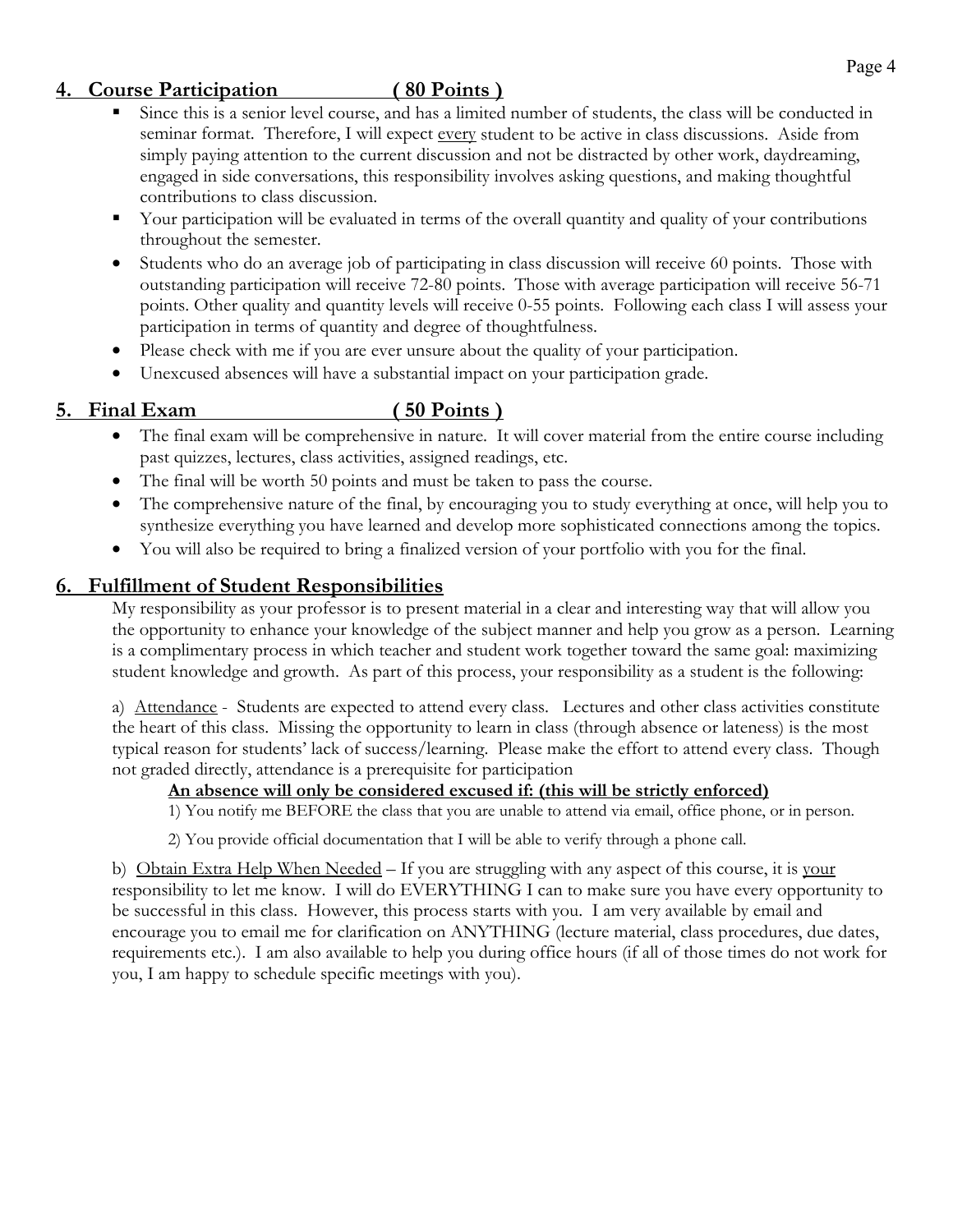## 4. Course Participation ( 80 Points )

- Since this is a senior level course, and has a limited number of students, the class will be conducted in seminar format. Therefore, I will expect every student to be active in class discussions. Aside from simply paying attention to the current discussion and not be distracted by other work, daydreaming, engaged in side conversations, this responsibility involves asking questions, and making thoughtful contributions to class discussion.
- Your participation will be evaluated in terms of the overall quantity and quality of your contributions throughout the semester.
- Students who do an average job of participating in class discussion will receive 60 points. Those with outstanding participation will receive 72-80 points. Those with average participation will receive 56-71 points. Other quality and quantity levels will receive 0-55 points. Following each class I will assess your participation in terms of quantity and degree of thoughtfulness.
- Please check with me if you are ever unsure about the quality of your participation.
- Unexcused absences will have a substantial impact on your participation grade.

## 5. Final Exam ( 50 Points )

- The final exam will be comprehensive in nature. It will cover material from the entire course including past quizzes, lectures, class activities, assigned readings, etc.
- The final will be worth 50 points and must be taken to pass the course.
- The comprehensive nature of the final, by encouraging you to study everything at once, will help you to synthesize everything you have learned and develop more sophisticated connections among the topics.
- You will also be required to bring a finalized version of your portfolio with you for the final.

## 6. Fulfillment of Student Responsibilities

My responsibility as your professor is to present material in a clear and interesting way that will allow you the opportunity to enhance your knowledge of the subject manner and help you grow as a person. Learning is a complimentary process in which teacher and student work together toward the same goal: maximizing student knowledge and growth. As part of this process, your responsibility as a student is the following:

a) Attendance - Students are expected to attend every class. Lectures and other class activities constitute the heart of this class. Missing the opportunity to learn in class (through absence or lateness) is the most typical reason for students' lack of success/learning. Please make the effort to attend every class. Though not graded directly, attendance is a prerequisite for participation

**An absence will only be considered excused if: (this will be strictly enforced)**

1) You notify me BEFORE the class that you are unable to attend via email, office phone, or in person.

2) You provide official documentation that I will be able to verify through a phone call.

b) Obtain Extra Help When Needed – If you are struggling with any aspect of this course, it is your responsibility to let me know. I will do EVERYTHING I can to make sure you have every opportunity to be successful in this class. However, this process starts with you. I am very available by email and encourage you to email me for clarification on ANYTHING (lecture material, class procedures, due dates, requirements etc.). I am also available to help you during office hours (if all of those times do not work for you, I am happy to schedule specific meetings with you).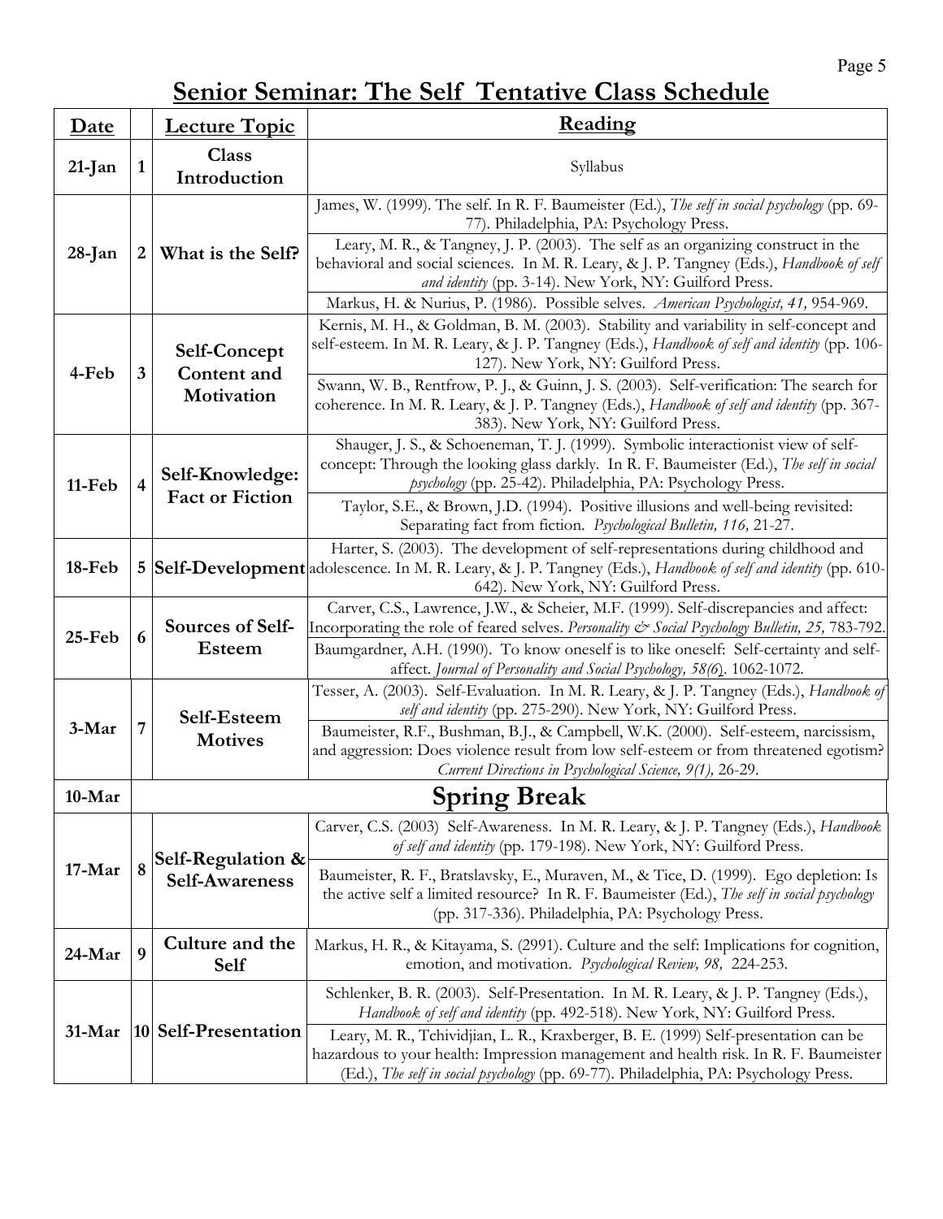# Senior Seminar: The Self Tentative Class Schedule

| Date | | Lecture Topic | Reading |
|---|---|---|---|
| 21-Jan | 1 | Class Introduction | Syllabus |
| 28-Jan | 2 | What is the Self? | James, W. (1999). The self. In R. F. Baumeister (Ed.), *The self in social psychology* (pp. 69-77). Philadelphia, PA: Psychology Press. |
| | | | Leary, M. R., & Tangney, J. P. (2003). The self as an organizing construct in the behavioral and social sciences. In M. R. Leary, & J. P. Tangney (Eds.), *Handbook of self and identity* (pp. 3-14). New York, NY: Guilford Press. |
| | | | Markus, H. & Nurius, P. (1986). Possible selves. *American Psychologist, 41,* 954-969. |
| 4-Feb | 3 | Self-Concept Content and Motivation | Kernis, M. H., & Goldman, B. M. (2003). Stability and variability in self-concept and self-esteem. In M. R. Leary, & J. P. Tangney (Eds.), *Handbook of self and identity* (pp. 106-127). New York, NY: Guilford Press. |
| | | | Swann, W. B., Rentfrow, P. J., & Guinn, J. S. (2003). Self-verification: The search for coherence. In M. R. Leary, & J. P. Tangney (Eds.), *Handbook of self and identity* (pp. 367-383). New York, NY: Guilford Press. |
| 11-Feb | 4 | Self-Knowledge: Fact or Fiction | Shauger, J. S., & Schoeneman, T. J. (1999). Symbolic interactionist view of self-concept: Through the looking glass darkly. In R. F. Baumeister (Ed.), *The self in social psychology* (pp. 25-42). Philadelphia, PA: Psychology Press. |
| | | | Taylor, S.E., & Brown, J.D. (1994). Positive illusions and well-being revisited: Separating fact from fiction. *Psychological Bulletin, 116,* 21-27. |
| 18-Feb | 5 | Self-Development | Harter, S. (2003). The development of self-representations during childhood and adolescence. In M. R. Leary, & J. P. Tangney (Eds.), *Handbook of self and identity* (pp. 610-642). New York, NY: Guilford Press. |
| 25-Feb | 6 | Sources of Self-Esteem | Carver, C.S., Lawrence, J.W., & Scheier, M.F. (1999). Self-discrepancies and affect: Incorporating the role of feared selves. *Personality & Social Psychology Bulletin, 25,* 783-792. |
| | | | Baumgardner, A.H. (1990). To know oneself is to like oneself: Self-certainty and self-affect. *Journal of Personality and Social Psychology, 58(6*). 1062-1072. |
| 3-Mar | 7 | Self-Esteem Motives | Tesser, A. (2003). Self-Evaluation. In M. R. Leary, & J. P. Tangney (Eds.), *Handbook of self and identity* (pp. 275-290). New York, NY: Guilford Press. |
| | | | Baumeister, R.F., Bushman, B.J., & Campbell, W.K. (2000). Self-esteem, narcissism, and aggression: Does violence result from low self-esteem or from threatened egotism? *Current Directions in Psychological Science, 9(1),* 26-29. |
| 10-Mar | | **Spring Break** | |
| 17-Mar | 8 | Self-Regulation & Self-Awareness | Carver, C.S. (2003) Self-Awareness. In M. R. Leary, & J. P. Tangney (Eds.), *Handbook of self and identity* (pp. 179-198). New York, NY: Guilford Press. |
| | | | Baumeister, R. F., Bratslavsky, E., Muraven, M., & Tice, D. (1999). Ego depletion: Is the active self a limited resource? In R. F. Baumeister (Ed.), *The self in social psychology* (pp. 317-336). Philadelphia, PA: Psychology Press. |
| 24-Mar | 9 | Culture and the Self | Markus, H. R., & Kitayama, S. (1991). Culture and the self: Implications for cognition, emotion, and motivation. *Psychological Review, 98,* 224-253. |
| 31-Mar | 10 | Self-Presentation | Schlenker, B. R. (2003). Self-Presentation. In M. R. Leary, & J. P. Tangney (Eds.), *Handbook of self and identity* (pp. 492-518). New York, NY: Guilford Press. |
| | | | Leary, M. R., Tchividjian, L. R., Kraxberger, B. E. (1999) Self-presentation can be hazardous to your health: Impression management and health risk. In R. F. Baumeister (Ed.), *The self in social psychology* (pp. 69-77). Philadelphia, PA: Psychology Press. |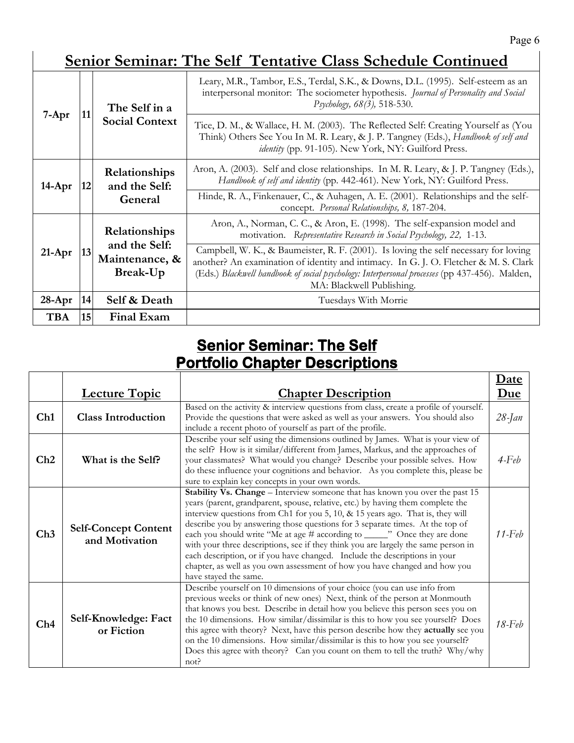## Senior Seminar: The Self  Tentative Class Schedule Continued

| | | | |
|---|---|---|---|
| 7-Apr | 11 | **The Self in a Social Context** | Leary, M.R., Tambor, E.S., Terdal, S.K., & Downs, D.L. (1995). Self-esteem as an interpersonal monitor: The sociometer hypothesis. *Journal of Personality and Social Psychology, 68(3),* 518-530. |
| | | | Tice, D. M., & Wallace, H. M. (2003). The Reflected Self: Creating Yourself as (You Think) Others See You In M. R. Leary, & J. P. Tangney (Eds.), *Handbook of self and identity* (pp. 91-105). New York, NY: Guilford Press. |
| 14-Apr | 12 | **Relationships and the Self: General** | Aron, A. (2003). Self and close relationships. In M. R. Leary, & J. P. Tangney (Eds.), *Handbook of self and identity* (pp. 442-461). New York, NY: Guilford Press. |
| | | | Hinde, R. A., Finkenauer, C., & Auhagen, A. E. (2001). Relationships and the self-concept. *Personal Relationships, 8,* 187-204. |
| 21-Apr | 13 | **Relationships and the Self: Maintenance, & Break-Up** | Aron, A., Norman, C. C., & Aron, E. (1998). The self-expansion model and motivation. *Representative Research in Social Psychology, 22,* 1-13. |
| | | | Campbell, W. K., & Baumeister, R. F. (2001). Is loving the self necessary for loving another? An examination of identity and intimacy. In G. J. O. Fletcher & M. S. Clark (Eds.) *Blackwell handbook of social psychology: Interpersonal processes* (pp 437-456). Malden, MA: Blackwell Publishing. |
| 28-Apr | 14 | **Self & Death** | Tuesdays With Morrie |
| TBA | 15 | **Final Exam** | |

## Senior Seminar: The Self
## Portfolio Chapter Descriptions

| | Lecture Topic | Chapter Description | Date Due |
|---|---|---|---|
| **Ch1** | **Class Introduction** | Based on the activity & interview questions from class, create a profile of yourself. Provide the questions that were asked as well as your answers. You should also include a recent photo of yourself as part of the profile. | *28-Jan* |
| **Ch2** | **What is the Self?** | Describe your self using the dimensions outlined by James. What is your view of the self? How is it similar/different from James, Markus, and the approaches of your classmates? What would you change? Describe your possible selves. How do these influence your cognitions and behavior. As you complete this, please be sure to explain key concepts in your own words. | *4-Feb* |
| **Ch3** | **Self-Concept Content and Motivation** | **Stability Vs. Change** – Interview someone that has known you over the past 15 years (parent, grandparent, spouse, relative, etc.) by having them complete the interview questions from Ch1 for you 5, 10, & 15 years ago. That is, they will describe you by answering those questions for 3 separate times. At the top of each you should write "Me at age # according to _____" Once they are done with your three descriptions, see if they think you are largely the same person in each description, or if you have changed. Include the descriptions in your chapter, as well as you own assessment of how you have changed and how you have stayed the same. | *11-Feb* |
| **Ch4** | **Self-Knowledge: Fact or Fiction** | Describe yourself on 10 dimensions of your choice (you can use info from previous weeks or think of new ones) Next, think of the person at Monmouth that knows you best. Describe in detail how you believe this person sees you on the 10 dimensions. How similar/dissimilar is this to how you see yourself? Does this agree with theory? Next, have this person describe how they **actually** see you on the 10 dimensions. How similar/dissimilar is this to how you see yourself? Does this agree with theory? Can you count on them to tell the truth? Why/why not? | *18-Feb* |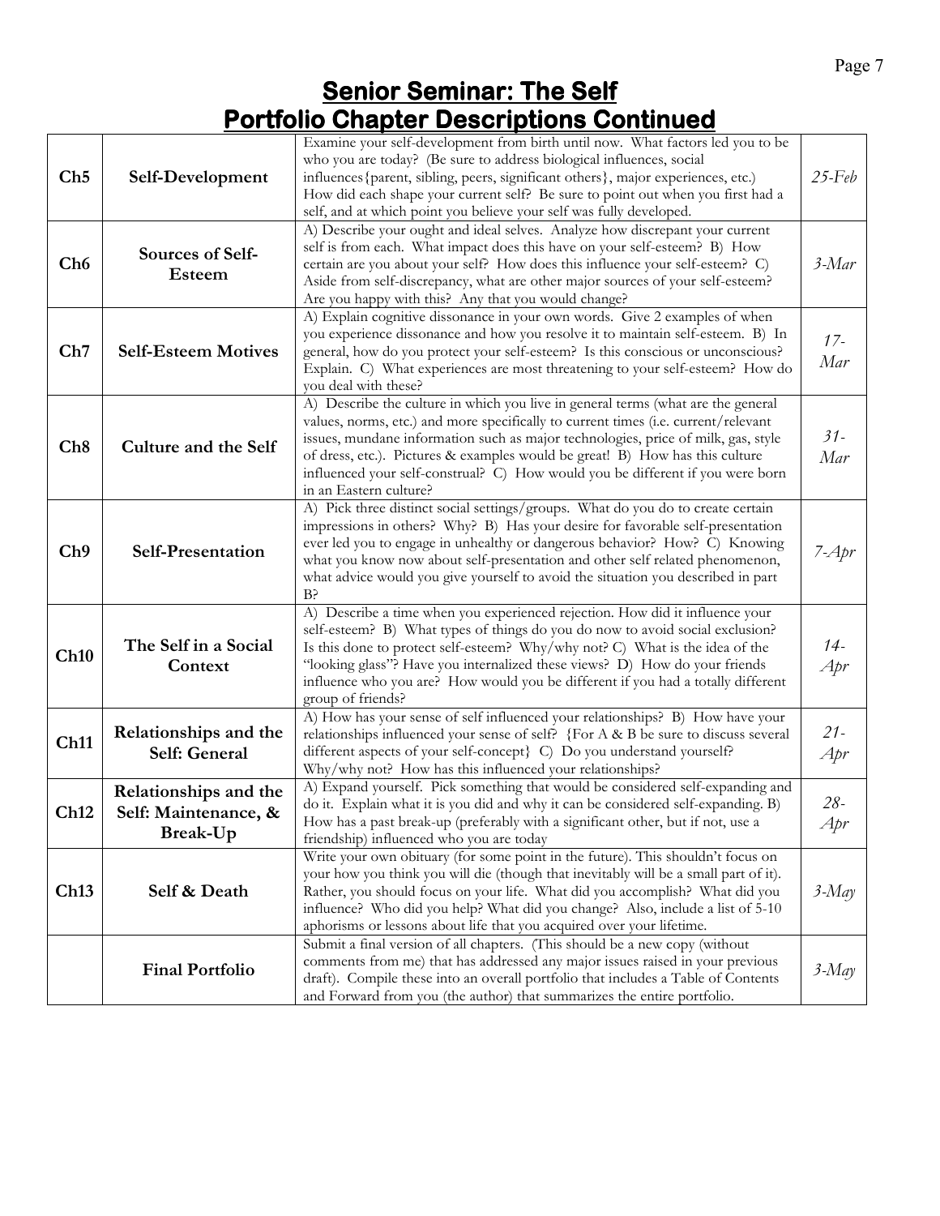# Senior Seminar: The Self
## Portfolio Chapter Descriptions Continued

| | | | |
|---|---|---|---|
| **Ch5** | **Self-Development** | Examine your self-development from birth until now. What factors led you to be who you are today? (Be sure to address biological influences, social influences{parent, sibling, peers, significant others}, major experiences, etc.) How did each shape your current self? Be sure to point out when you first had a self, and at which point you believe your self was fully developed. | *25-Feb* |
| **Ch6** | **Sources of Self-Esteem** | A) Describe your ought and ideal selves. Analyze how discrepant your current self is from each. What impact does this have on your self-esteem? B) How certain are you about your self? How does this influence your self-esteem? C) Aside from self-discrepancy, what are other major sources of your self-esteem? Are you happy with this? Any that you would change? | *3-Mar* |
| **Ch7** | **Self-Esteem Motives** | A) Explain cognitive dissonance in your own words. Give 2 examples of when you experience dissonance and how you resolve it to maintain self-esteem. B) In general, how do you protect your self-esteem? Is this conscious or unconscious? Explain. C) What experiences are most threatening to your self-esteem? How do you deal with these? | *17-Mar* |
| **Ch8** | **Culture and the Self** | A) Describe the culture in which you live in general terms (what are the general values, norms, etc.) and more specifically to current times (i.e. current/relevant issues, mundane information such as major technologies, price of milk, gas, style of dress, etc.). Pictures & examples would be great! B) How has this culture influenced your self-construal? C) How would you be different if you were born in an Eastern culture? | *31-Mar* |
| **Ch9** | **Self-Presentation** | A) Pick three distinct social settings/groups. What do you do to create certain impressions in others? Why? B) Has your desire for favorable self-presentation ever led you to engage in unhealthy or dangerous behavior? How? C) Knowing what you know now about self-presentation and other self related phenomenon, what advice would you give yourself to avoid the situation you described in part B? | *7-Apr* |
| **Ch10** | **The Self in a Social Context** | A) Describe a time when you experienced rejection. How did it influence your self-esteem? B) What types of things do you do now to avoid social exclusion? Is this done to protect self-esteem? Why/why not? C) What is the idea of the "looking glass"? Have you internalized these views? D) How do your friends influence who you are? How would you be different if you had a totally different group of friends? | *14-Apr* |
| **Ch11** | **Relationships and the Self: General** | A) How has your sense of self influenced your relationships? B) How have your relationships influenced your sense of self? {For A & B be sure to discuss several different aspects of your self-concept} C) Do you understand yourself? Why/why not? How has this influenced your relationships? | *21-Apr* |
| **Ch12** | **Relationships and the Self: Maintenance, & Break-Up** | A) Expand yourself. Pick something that would be considered self-expanding and do it. Explain what it is you did and why it can be considered self-expanding. B) How has a past break-up (preferably with a significant other, but if not, use a friendship) influenced who you are today | *28-Apr* |
| **Ch13** | **Self & Death** | Write your own obituary (for some point in the future). This shouldn't focus on your how you think you will die (though that inevitably will be a small part of it). Rather, you should focus on your life. What did you accomplish? What did you influence? Who did you help? What did you change? Also, include a list of 5-10 aphorisms or lessons about life that you acquired over your lifetime. | *3-May* |
| | **Final Portfolio** | Submit a final version of all chapters. (This should be a new copy (without comments from me) that has addressed any major issues raised in your previous draft). Compile these into an overall portfolio that includes a Table of Contents and Forward from you (the author) that summarizes the entire portfolio. | *3-May* |